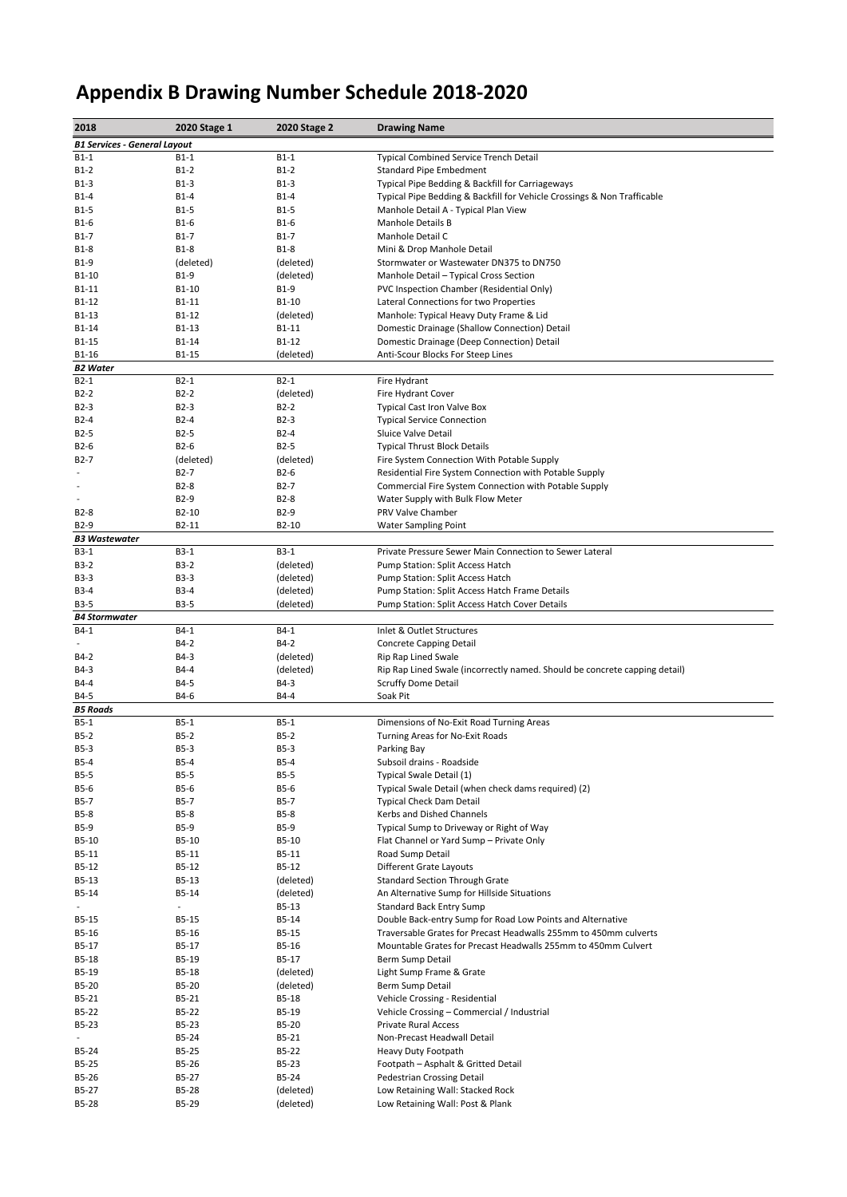# Appendix B Drawing Number Schedule 2018-2020

| 2018 | 2020 Stage 1 | 2020 Stage 2 | Drawing Name |
|---|---|---|---|
| ***B1 Services - General Layout*** | | | |
| B1-1 | B1-1 | B1-1 | Typical Combined Service Trench Detail |
| B1-2 | B1-2 | B1-2 | Standard Pipe Embedment |
| B1-3 | B1-3 | B1-3 | Typical Pipe Bedding & Backfill for Carriageways |
| B1-4 | B1-4 | B1-4 | Typical Pipe Bedding & Backfill for Vehicle Crossings & Non Trafficable |
| B1-5 | B1-5 | B1-5 | Manhole Detail A - Typical Plan View |
| B1-6 | B1-6 | B1-6 | Manhole Details B |
| B1-7 | B1-7 | B1-7 | Manhole Detail C |
| B1-8 | B1-8 | B1-8 | Mini & Drop Manhole Detail |
| B1-9 | (deleted) | (deleted) | Stormwater or Wastewater DN375 to DN750 |
| B1-10 | B1-9 | (deleted) | Manhole Detail – Typical Cross Section |
| B1-11 | B1-10 | B1-9 | PVC Inspection Chamber (Residential Only) |
| B1-12 | B1-11 | B1-10 | Lateral Connections for two Properties |
| B1-13 | B1-12 | (deleted) | Manhole: Typical Heavy Duty Frame & Lid |
| B1-14 | B1-13 | B1-11 | Domestic Drainage (Shallow Connection) Detail |
| B1-15 | B1-14 | B1-12 | Domestic Drainage (Deep Connection) Detail |
| B1-16 | B1-15 | (deleted) | Anti-Scour Blocks For Steep Lines |
| ***B2 Water*** | | | |
| B2-1 | B2-1 | B2-1 | Fire Hydrant |
| B2-2 | B2-2 | (deleted) | Fire Hydrant Cover |
| B2-3 | B2-3 | B2-2 | Typical Cast Iron Valve Box |
| B2-4 | B2-4 | B2-3 | Typical Service Connection |
| B2-5 | B2-5 | B2-4 | Sluice Valve Detail |
| B2-6 | B2-6 | B2-5 | Typical Thrust Block Details |
| B2-7 | (deleted) | (deleted) | Fire System Connection With Potable Supply |
| - | B2-7 | B2-6 | Residential Fire System Connection with Potable Supply |
| - | B2-8 | B2-7 | Commercial Fire System Connection with Potable Supply |
| - | B2-9 | B2-8 | Water Supply with Bulk Flow Meter |
| B2-8 | B2-10 | B2-9 | PRV Valve Chamber |
| B2-9 | B2-11 | B2-10 | Water Sampling Point |
| ***B3 Wastewater*** | | | |
| B3-1 | B3-1 | B3-1 | Private Pressure Sewer Main Connection to Sewer Lateral |
| B3-2 | B3-2 | (deleted) | Pump Station: Split Access Hatch |
| B3-3 | B3-3 | (deleted) | Pump Station: Split Access Hatch |
| B3-4 | B3-4 | (deleted) | Pump Station: Split Access Hatch Frame Details |
| B3-5 | B3-5 | (deleted) | Pump Station: Split Access Hatch Cover Details |
| ***B4 Stormwater*** | | | |
| B4-1 | B4-1 | B4-1 | Inlet & Outlet Structures |
| - | B4-2 | B4-2 | Concrete Capping Detail |
| B4-2 | B4-3 | (deleted) | Rip Rap Lined Swale |
| B4-3 | B4-4 | (deleted) | Rip Rap Lined Swale (incorrectly named. Should be concrete capping detail) |
| B4-4 | B4-5 | B4-3 | Scruffy Dome Detail |
| B4-5 | B4-6 | B4-4 | Soak Pit |
| ***B5 Roads*** | | | |
| B5-1 | B5-1 | B5-1 | Dimensions of No-Exit Road Turning Areas |
| B5-2 | B5-2 | B5-2 | Turning Areas for No-Exit Roads |
| B5-3 | B5-3 | B5-3 | Parking Bay |
| B5-4 | B5-4 | B5-4 | Subsoil drains - Roadside |
| B5-5 | B5-5 | B5-5 | Typical Swale Detail (1) |
| B5-6 | B5-6 | B5-6 | Typical Swale Detail (when check dams required) (2) |
| B5-7 | B5-7 | B5-7 | Typical Check Dam Detail |
| B5-8 | B5-8 | B5-8 | Kerbs and Dished Channels |
| B5-9 | B5-9 | B5-9 | Typical Sump to Driveway or Right of Way |
| B5-10 | B5-10 | B5-10 | Flat Channel or Yard Sump – Private Only |
| B5-11 | B5-11 | B5-11 | Road Sump Detail |
| B5-12 | B5-12 | B5-12 | Different Grate Layouts |
| B5-13 | B5-13 | (deleted) | Standard Section Through Grate |
| B5-14 | B5-14 | (deleted) | An Alternative Sump for Hillside Situations |
| - | - | B5-13 | Standard Back Entry Sump |
| B5-15 | B5-15 | B5-14 | Double Back-entry Sump for Road Low Points and Alternative |
| B5-16 | B5-16 | B5-15 | Traversable Grates for Precast Headwalls 255mm to 450mm culverts |
| B5-17 | B5-17 | B5-16 | Mountable Grates for Precast Headwalls 255mm to 450mm Culvert |
| B5-18 | B5-19 | B5-17 | Berm Sump Detail |
| B5-19 | B5-18 | (deleted) | Light Sump Frame & Grate |
| B5-20 | B5-20 | (deleted) | Berm Sump Detail |
| B5-21 | B5-21 | B5-18 | Vehicle Crossing - Residential |
| B5-22 | B5-22 | B5-19 | Vehicle Crossing – Commercial / Industrial |
| B5-23 | B5-23 | B5-20 | Private Rural Access |
| - | B5-24 | B5-21 | Non-Precast Headwall Detail |
| B5-24 | B5-25 | B5-22 | Heavy Duty Footpath |
| B5-25 | B5-26 | B5-23 | Footpath – Asphalt & Gritted Detail |
| B5-26 | B5-27 | B5-24 | Pedestrian Crossing Detail |
| B5-27 | B5-28 | (deleted) | Low Retaining Wall: Stacked Rock |
| B5-28 | B5-29 | (deleted) | Low Retaining Wall: Post & Plank |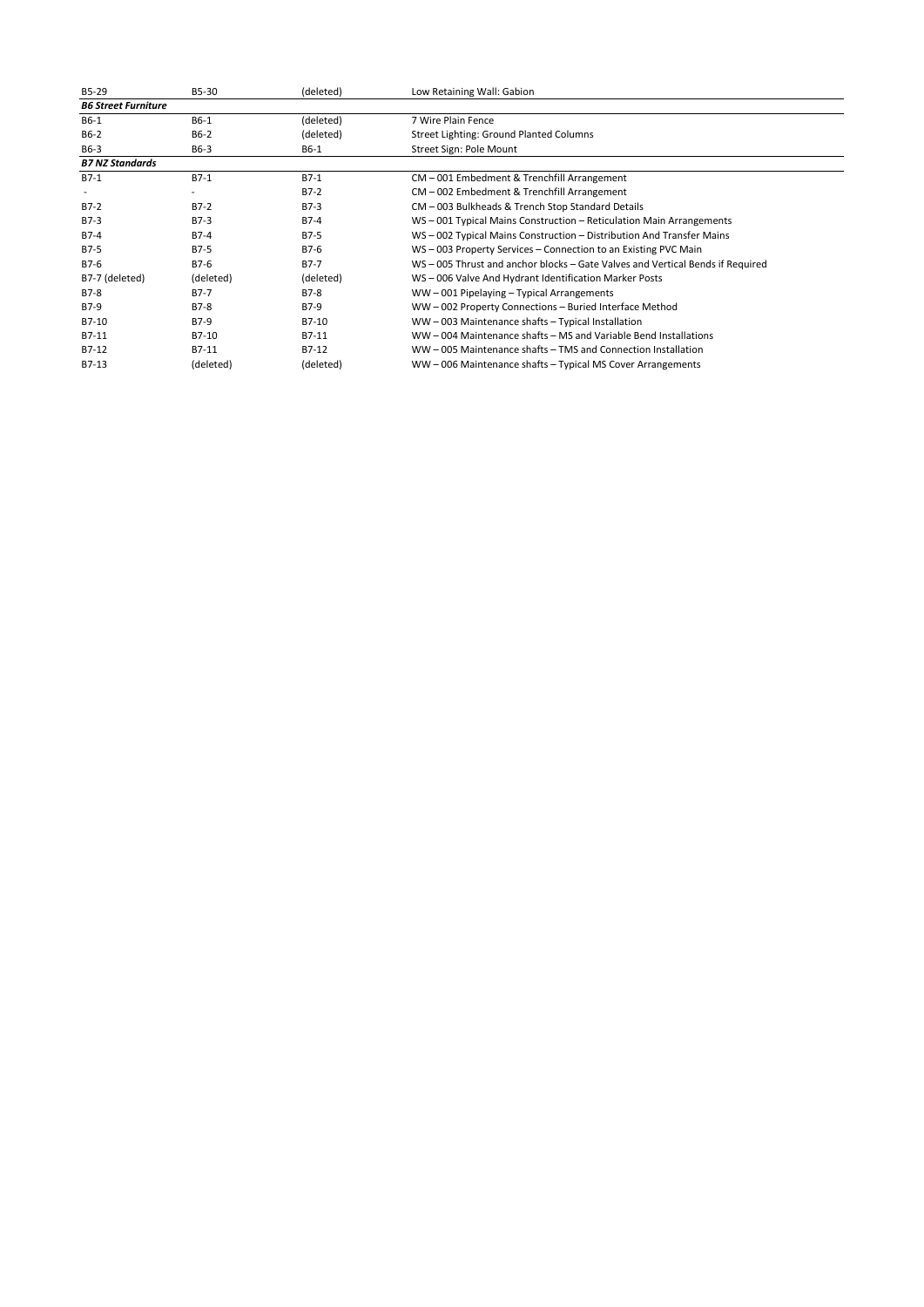| | | | |
|---|---|---|---|
| B5-29 | B5-30 | (deleted) | Low Retaining Wall: Gabion |
| ***B6 Street Furniture*** | | | |
| B6-1 | B6-1 | (deleted) | 7 Wire Plain Fence |
| B6-2 | B6-2 | (deleted) | Street Lighting: Ground Planted Columns |
| B6-3 | B6-3 | B6-1 | Street Sign: Pole Mount |
| ***B7 NZ Standards*** | | | |
| B7-1 | B7-1 | B7-1 | CM – 001 Embedment & Trenchfill Arrangement |
| - | - | B7-2 | CM – 002 Embedment & Trenchfill Arrangement |
| B7-2 | B7-2 | B7-3 | CM – 003 Bulkheads & Trench Stop Standard Details |
| B7-3 | B7-3 | B7-4 | WS – 001 Typical Mains Construction – Reticulation Main Arrangements |
| B7-4 | B7-4 | B7-5 | WS – 002 Typical Mains Construction – Distribution And Transfer Mains |
| B7-5 | B7-5 | B7-6 | WS – 003 Property Services – Connection to an Existing PVC Main |
| B7-6 | B7-6 | B7-7 | WS – 005 Thrust and anchor blocks – Gate Valves and Vertical Bends if Required |
| B7-7 (deleted) | (deleted) | (deleted) | WS – 006 Valve And Hydrant Identification Marker Posts |
| B7-8 | B7-7 | B7-8 | WW – 001 Pipelaying – Typical Arrangements |
| B7-9 | B7-8 | B7-9 | WW – 002 Property Connections – Buried Interface Method |
| B7-10 | B7-9 | B7-10 | WW – 003 Maintenance shafts – Typical Installation |
| B7-11 | B7-10 | B7-11 | WW – 004 Maintenance shafts – MS and Variable Bend Installations |
| B7-12 | B7-11 | B7-12 | WW – 005 Maintenance shafts – TMS and Connection Installation |
| B7-13 | (deleted) | (deleted) | WW – 006 Maintenance shafts – Typical MS Cover Arrangements |